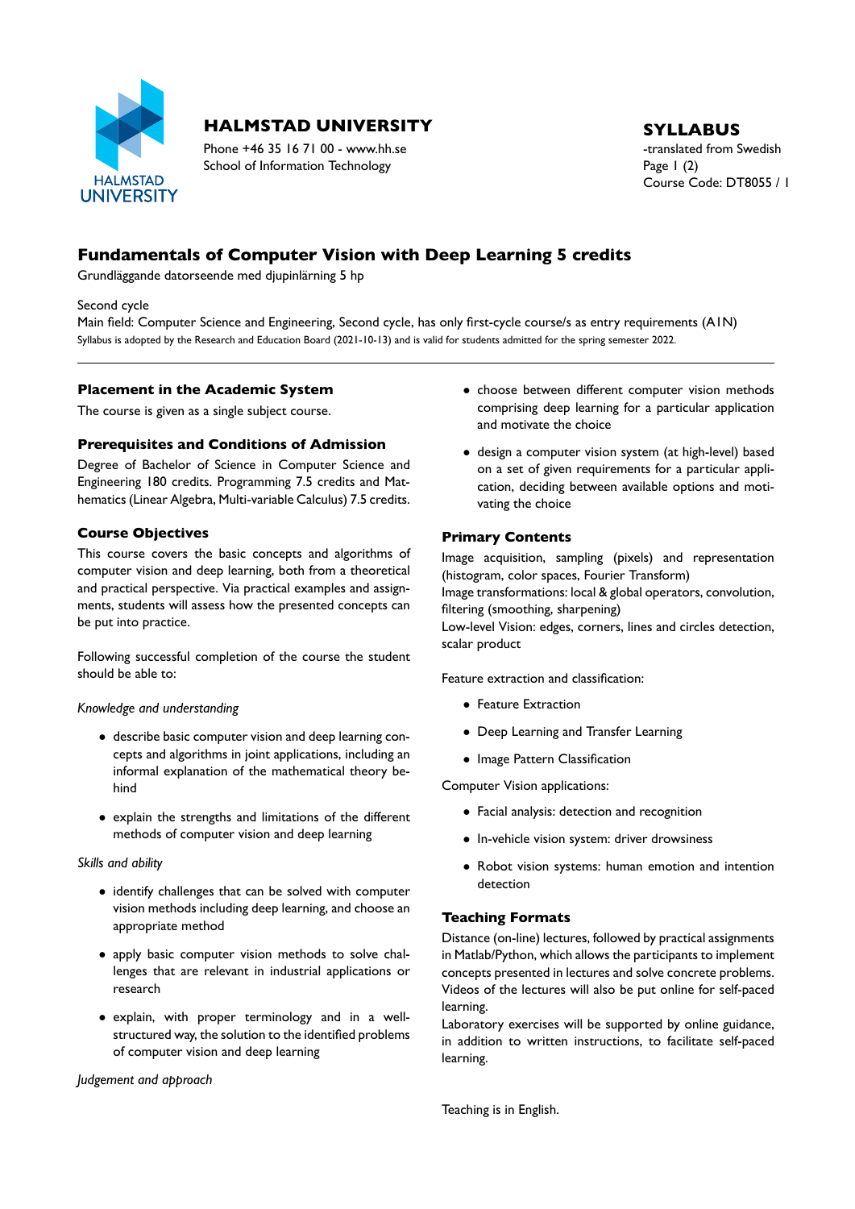**HALMSTAD UNIVERSITY**

Phone +46 35 16 71 00 - www.hh.se
School of Information Technology

**SYLLABUS**

-translated from Swedish
Course Code: DT8055 / 1

# Fundamentals of Computer Vision with Deep Learning 5 credits

Grundläggande datorseende med djupinlärning 5 hp

Second cycle
Main field: Computer Science and Engineering, Second cycle, has only first-cycle course/s as entry requirements (A1N)
Syllabus is adopted by the Research and Education Board (2021-10-13) and is valid for students admitted for the spring semester 2022.

## Placement in the Academic System

The course is given as a single subject course.

## Prerequisites and Conditions of Admission

Degree of Bachelor of Science in Computer Science and Engineering 180 credits. Programming 7.5 credits and Mathematics (Linear Algebra, Multi-variable Calculus) 7.5 credits.

## Course Objectives

This course covers the basic concepts and algorithms of computer vision and deep learning, both from a theoretical and practical perspective. Via practical examples and assignments, students will assess how the presented concepts can be put into practice.

Following successful completion of the course the student should be able to:

*Knowledge and understanding*

- describe basic computer vision and deep learning concepts and algorithms in joint applications, including an informal explanation of the mathematical theory behind
- explain the strengths and limitations of the different methods of computer vision and deep learning

*Skills and ability*

- identify challenges that can be solved with computer vision methods including deep learning, and choose an appropriate method
- apply basic computer vision methods to solve challenges that are relevant in industrial applications or research
- explain, with proper terminology and in a well-structured way, the solution to the identified problems of computer vision and deep learning

*Judgement and approach*

- choose between different computer vision methods comprising deep learning for a particular application and motivate the choice
- design a computer vision system (at high-level) based on a set of given requirements for a particular application, deciding between available options and motivating the choice

## Primary Contents

Image acquisition, sampling (pixels) and representation (histogram, color spaces, Fourier Transform)
Image transformations: local & global operators, convolution, filtering (smoothing, sharpening)
Low-level Vision: edges, corners, lines and circles detection, scalar product

Feature extraction and classification:

- Feature Extraction
- Deep Learning and Transfer Learning
- Image Pattern Classification

Computer Vision applications:

- Facial analysis: detection and recognition
- In-vehicle vision system: driver drowsiness
- Robot vision systems: human emotion and intention detection

## Teaching Formats

Distance (on-line) lectures, followed by practical assignments in Matlab/Python, which allows the participants to implement concepts presented in lectures and solve concrete problems. Videos of the lectures will also be put online for self-paced learning.
Laboratory exercises will be supported by online guidance, in addition to written instructions, to facilitate self-paced learning.

Teaching is in English.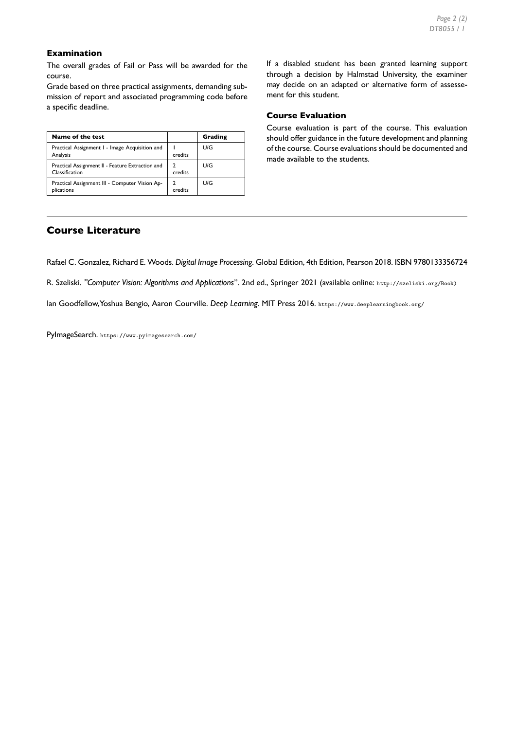### Examination

The overall grades of Fail or Pass will be awarded for the course.

Grade based on three practical assignments, demanding submission of report and associated programming code before a specific deadline.

| Name of the test | | Grading |
|---|---|---|
| Practical Assignment I - Image Acquisition and Analysis | 1 credits | U/G |
| Practical Assignment II - Feature Extraction and Classification | 2 credits | U/G |
| Practical Assignment III - Computer Vision Applications | 2 credits | U/G |

If a disabled student has been granted learning support through a decision by Halmstad University, the examiner may decide on an adapted or alternative form of assessement for this student.

### Course Evaluation

Course evaluation is part of the course. This evaluation should offer guidance in the future development and planning of the course. Course evaluations should be documented and made available to the students.

## Course Literature

Rafael C. Gonzalez, Richard E. Woods. *Digital Image Processing*. Global Edition, 4th Edition, Pearson 2018. ISBN 9780133356724

R. Szeliski. *"Computer Vision: Algorithms and Applications*". 2nd ed., Springer 2021 (available online: http://szeliski.org/Book)

Ian Goodfellow,Yoshua Bengio, Aaron Courville. *Deep Learning*. MIT Press 2016. https://www.deeplearningbook.org/

PyImageSearch. https://www.pyimagesearch.com/